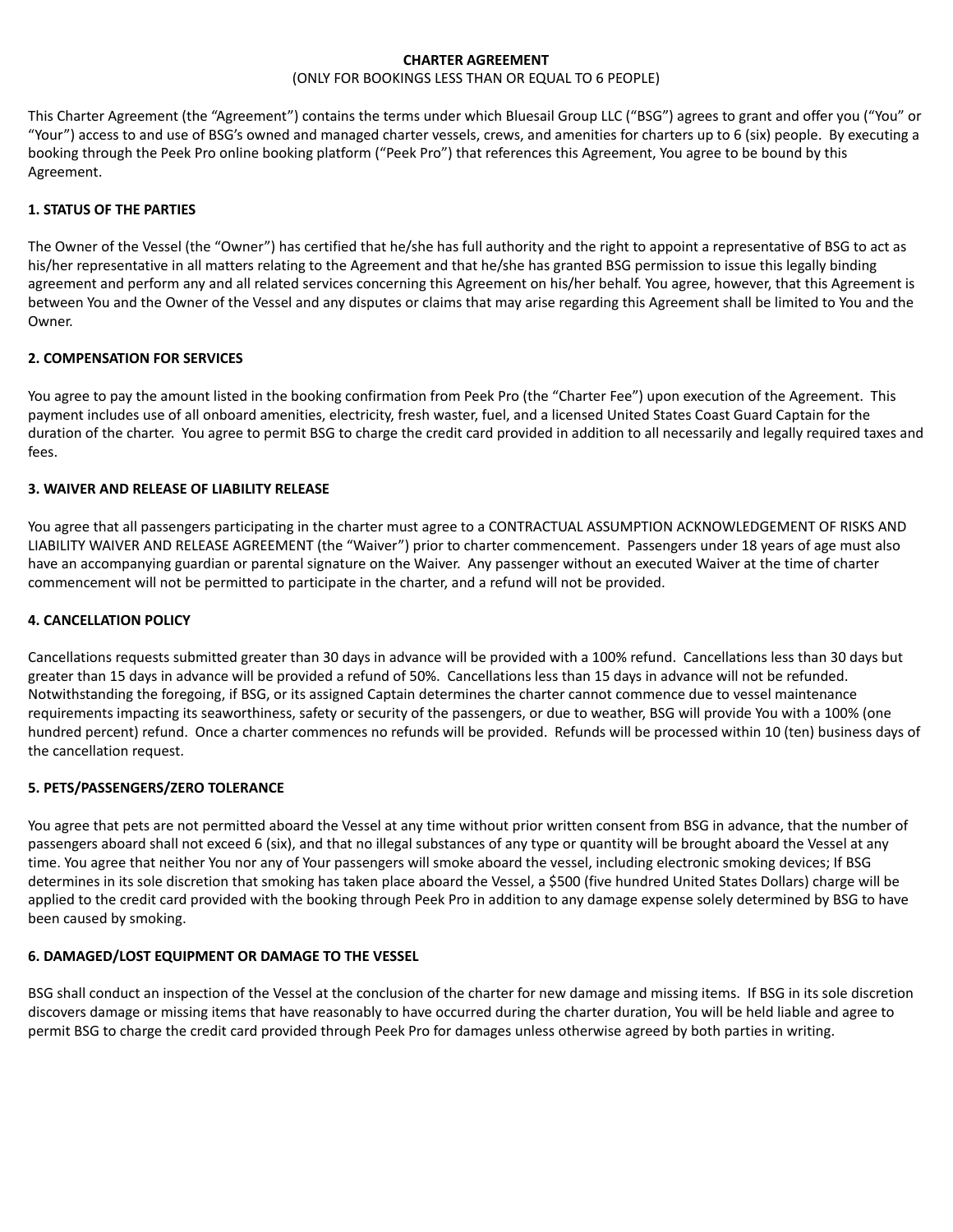# CHARTER AGREEMENT

(ONLY FOR BOOKINGS LESS THAN OR EQUAL TO 6 PEOPLE)

This Charter Agreement (the "Agreement") contains the terms under which Bluesail Group LLC ("BSG") agrees to grant and offer you ("You" or "Your") access to and use of BSG's owned and managed charter vessels, crews, and amenities for charters up to 6 (six) people. By executing a booking through the Peek Pro online booking platform ("Peek Pro") that references this Agreement, You agree to be bound by this Agreement.

## 1. STATUS OF THE PARTIES

The Owner of the Vessel (the "Owner") has certified that he/she has full authority and the right to appoint a representative of BSG to act as his/her representative in all matters relating to the Agreement and that he/she has granted BSG permission to issue this legally binding agreement and perform any and all related services concerning this Agreement on his/her behalf. You agree, however, that this Agreement is between You and the Owner of the Vessel and any disputes or claims that may arise regarding this Agreement shall be limited to You and the Owner.

## 2. COMPENSATION FOR SERVICES

You agree to pay the amount listed in the booking confirmation from Peek Pro (the "Charter Fee") upon execution of the Agreement. This payment includes use of all onboard amenities, electricity, fresh waster, fuel, and a licensed United States Coast Guard Captain for the duration of the charter. You agree to permit BSG to charge the credit card provided in addition to all necessarily and legally required taxes and fees.

## 3. WAIVER AND RELEASE OF LIABILITY RELEASE

You agree that all passengers participating in the charter must agree to a CONTRACTUAL ASSUMPTION ACKNOWLEDGEMENT OF RISKS AND LIABILITY WAIVER AND RELEASE AGREEMENT (the "Waiver") prior to charter commencement. Passengers under 18 years of age must also have an accompanying guardian or parental signature on the Waiver. Any passenger without an executed Waiver at the time of charter commencement will not be permitted to participate in the charter, and a refund will not be provided.

## 4. CANCELLATION POLICY

Cancellations requests submitted greater than 30 days in advance will be provided with a 100% refund. Cancellations less than 30 days but greater than 15 days in advance will be provided a refund of 50%. Cancellations less than 15 days in advance will not be refunded. Notwithstanding the foregoing, if BSG, or its assigned Captain determines the charter cannot commence due to vessel maintenance requirements impacting its seaworthiness, safety or security of the passengers, or due to weather, BSG will provide You with a 100% (one hundred percent) refund. Once a charter commences no refunds will be provided. Refunds will be processed within 10 (ten) business days of the cancellation request.

## 5. PETS/PASSENGERS/ZERO TOLERANCE

You agree that pets are not permitted aboard the Vessel at any time without prior written consent from BSG in advance, that the number of passengers aboard shall not exceed 6 (six), and that no illegal substances of any type or quantity will be brought aboard the Vessel at any time. You agree that neither You nor any of Your passengers will smoke aboard the vessel, including electronic smoking devices; If BSG determines in its sole discretion that smoking has taken place aboard the Vessel, a $500 (five hundred United States Dollars) charge will be applied to the credit card provided with the booking through Peek Pro in addition to any damage expense solely determined by BSG to have been caused by smoking.

## 6. DAMAGED/LOST EQUIPMENT OR DAMAGE TO THE VESSEL

BSG shall conduct an inspection of the Vessel at the conclusion of the charter for new damage and missing items. If BSG in its sole discretion discovers damage or missing items that have reasonably to have occurred during the charter duration, You will be held liable and agree to permit BSG to charge the credit card provided through Peek Pro for damages unless otherwise agreed by both parties in writing.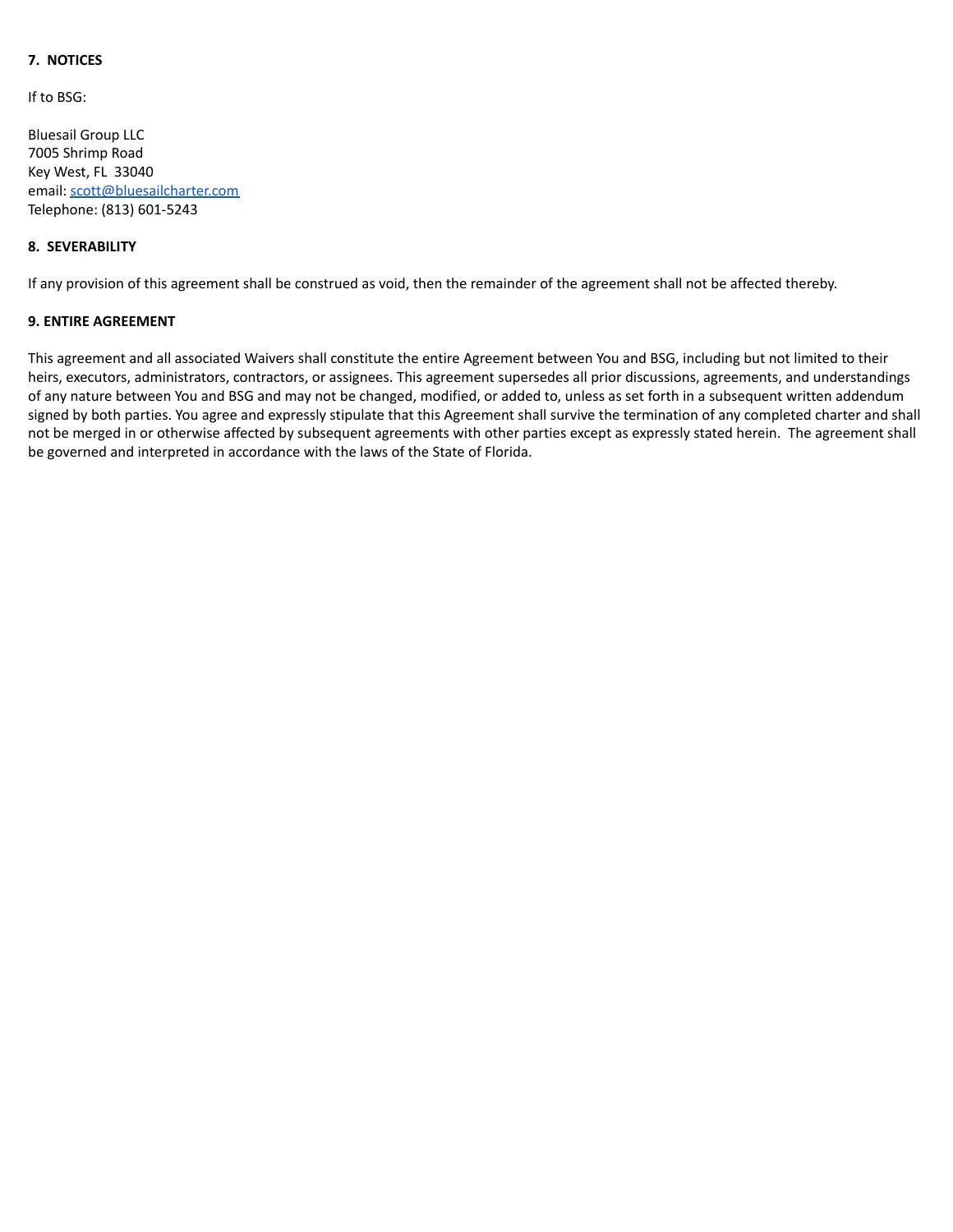## 7. NOTICES

If to BSG:

Bluesail Group LLC
7005 Shrimp Road
Key West, FL 33040
email: scott@bluesailcharter.com
Telephone: (813) 601-5243

## 8. SEVERABILITY

If any provision of this agreement shall be construed as void, then the remainder of the agreement shall not be affected thereby.

## 9. ENTIRE AGREEMENT

This agreement and all associated Waivers shall constitute the entire Agreement between You and BSG, including but not limited to their heirs, executors, administrators, contractors, or assignees. This agreement supersedes all prior discussions, agreements, and understandings of any nature between You and BSG and may not be changed, modified, or added to, unless as set forth in a subsequent written addendum signed by both parties. You agree and expressly stipulate that this Agreement shall survive the termination of any completed charter and shall not be merged in or otherwise affected by subsequent agreements with other parties except as expressly stated herein. The agreement shall be governed and interpreted in accordance with the laws of the State of Florida.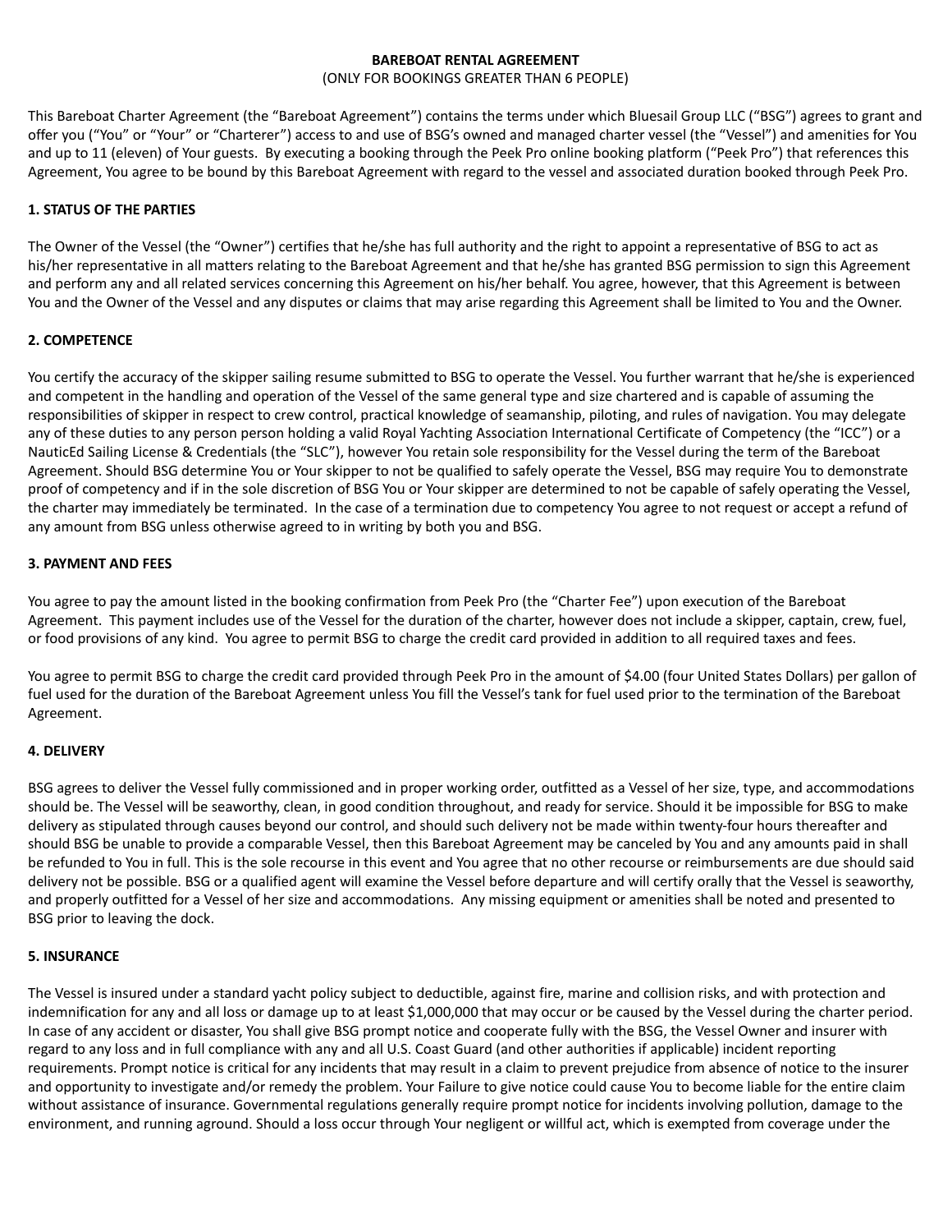**BAREBOAT RENTAL AGREEMENT**

(ONLY FOR BOOKINGS GREATER THAN 6 PEOPLE)

This Bareboat Charter Agreement (the "Bareboat Agreement") contains the terms under which Bluesail Group LLC ("BSG") agrees to grant and offer you ("You" or "Your" or "Charterer") access to and use of BSG's owned and managed charter vessel (the "Vessel") and amenities for You and up to 11 (eleven) of Your guests. By executing a booking through the Peek Pro online booking platform ("Peek Pro") that references this Agreement, You agree to be bound by this Bareboat Agreement with regard to the vessel and associated duration booked through Peek Pro.

**1. STATUS OF THE PARTIES**

The Owner of the Vessel (the "Owner") certifies that he/she has full authority and the right to appoint a representative of BSG to act as his/her representative in all matters relating to the Bareboat Agreement and that he/she has granted BSG permission to sign this Agreement and perform any and all related services concerning this Agreement on his/her behalf. You agree, however, that this Agreement is between You and the Owner of the Vessel and any disputes or claims that may arise regarding this Agreement shall be limited to You and the Owner.

**2. COMPETENCE**

You certify the accuracy of the skipper sailing resume submitted to BSG to operate the Vessel. You further warrant that he/she is experienced and competent in the handling and operation of the Vessel of the same general type and size chartered and is capable of assuming the responsibilities of skipper in respect to crew control, practical knowledge of seamanship, piloting, and rules of navigation. You may delegate any of these duties to any person person holding a valid Royal Yachting Association International Certificate of Competency (the "ICC") or a NauticEd Sailing License & Credentials (the "SLC"), however You retain sole responsibility for the Vessel during the term of the Bareboat Agreement. Should BSG determine You or Your skipper to not be qualified to safely operate the Vessel, BSG may require You to demonstrate proof of competency and if in the sole discretion of BSG You or Your skipper are determined to not be capable of safely operating the Vessel, the charter may immediately be terminated. In the case of a termination due to competency You agree to not request or accept a refund of any amount from BSG unless otherwise agreed to in writing by both you and BSG.

**3. PAYMENT AND FEES**

You agree to pay the amount listed in the booking confirmation from Peek Pro (the "Charter Fee") upon execution of the Bareboat Agreement. This payment includes use of the Vessel for the duration of the charter, however does not include a skipper, captain, crew, fuel, or food provisions of any kind. You agree to permit BSG to charge the credit card provided in addition to all required taxes and fees.

You agree to permit BSG to charge the credit card provided through Peek Pro in the amount of $4.00 (four United States Dollars) per gallon of fuel used for the duration of the Bareboat Agreement unless You fill the Vessel's tank for fuel used prior to the termination of the Bareboat Agreement.

**4. DELIVERY**

BSG agrees to deliver the Vessel fully commissioned and in proper working order, outfitted as a Vessel of her size, type, and accommodations should be. The Vessel will be seaworthy, clean, in good condition throughout, and ready for service. Should it be impossible for BSG to make delivery as stipulated through causes beyond our control, and should such delivery not be made within twenty-four hours thereafter and should BSG be unable to provide a comparable Vessel, then this Bareboat Agreement may be canceled by You and any amounts paid in shall be refunded to You in full. This is the sole recourse in this event and You agree that no other recourse or reimbursements are due should said delivery not be possible. BSG or a qualified agent will examine the Vessel before departure and will certify orally that the Vessel is seaworthy, and properly outfitted for a Vessel of her size and accommodations. Any missing equipment or amenities shall be noted and presented to BSG prior to leaving the dock.

**5. INSURANCE**

The Vessel is insured under a standard yacht policy subject to deductible, against fire, marine and collision risks, and with protection and indemnification for any and all loss or damage up to at least $1,000,000 that may occur or be caused by the Vessel during the charter period. In case of any accident or disaster, You shall give BSG prompt notice and cooperate fully with the BSG, the Vessel Owner and insurer with regard to any loss and in full compliance with any and all U.S. Coast Guard (and other authorities if applicable) incident reporting requirements. Prompt notice is critical for any incidents that may result in a claim to prevent prejudice from absence of notice to the insurer and opportunity to investigate and/or remedy the problem. Your Failure to give notice could cause You to become liable for the entire claim without assistance of insurance. Governmental regulations generally require prompt notice for incidents involving pollution, damage to the environment, and running aground. Should a loss occur through Your negligent or willful act, which is exempted from coverage under the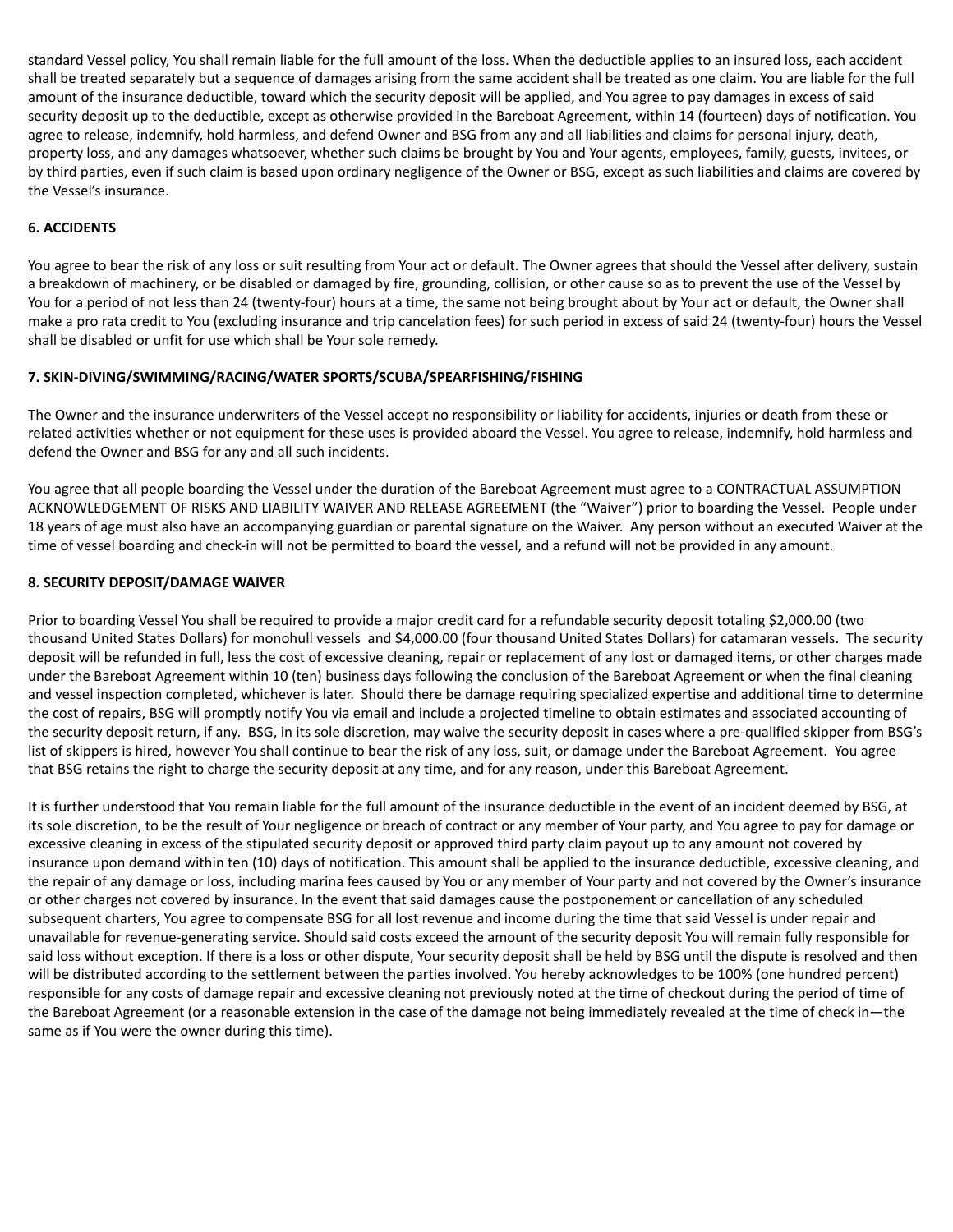standard Vessel policy, You shall remain liable for the full amount of the loss. When the deductible applies to an insured loss, each accident shall be treated separately but a sequence of damages arising from the same accident shall be treated as one claim. You are liable for the full amount of the insurance deductible, toward which the security deposit will be applied, and You agree to pay damages in excess of said security deposit up to the deductible, except as otherwise provided in the Bareboat Agreement, within 14 (fourteen) days of notification. You agree to release, indemnify, hold harmless, and defend Owner and BSG from any and all liabilities and claims for personal injury, death, property loss, and any damages whatsoever, whether such claims be brought by You and Your agents, employees, family, guests, invitees, or by third parties, even if such claim is based upon ordinary negligence of the Owner or BSG, except as such liabilities and claims are covered by the Vessel's insurance.

**6. ACCIDENTS**

You agree to bear the risk of any loss or suit resulting from Your act or default. The Owner agrees that should the Vessel after delivery, sustain a breakdown of machinery, or be disabled or damaged by fire, grounding, collision, or other cause so as to prevent the use of the Vessel by You for a period of not less than 24 (twenty-four) hours at a time, the same not being brought about by Your act or default, the Owner shall make a pro rata credit to You (excluding insurance and trip cancelation fees) for such period in excess of said 24 (twenty-four) hours the Vessel shall be disabled or unfit for use which shall be Your sole remedy.

**7. SKIN-DIVING/SWIMMING/RACING/WATER SPORTS/SCUBA/SPEARFISHING/FISHING**

The Owner and the insurance underwriters of the Vessel accept no responsibility or liability for accidents, injuries or death from these or related activities whether or not equipment for these uses is provided aboard the Vessel. You agree to release, indemnify, hold harmless and defend the Owner and BSG for any and all such incidents.

You agree that all people boarding the Vessel under the duration of the Bareboat Agreement must agree to a CONTRACTUAL ASSUMPTION ACKNOWLEDGEMENT OF RISKS AND LIABILITY WAIVER AND RELEASE AGREEMENT (the "Waiver") prior to boarding the Vessel. People under 18 years of age must also have an accompanying guardian or parental signature on the Waiver. Any person without an executed Waiver at the time of vessel boarding and check-in will not be permitted to board the vessel, and a refund will not be provided in any amount.

**8. SECURITY DEPOSIT/DAMAGE WAIVER**

Prior to boarding Vessel You shall be required to provide a major credit card for a refundable security deposit totaling $2,000.00 (two thousand United States Dollars) for monohull vessels and $4,000.00 (four thousand United States Dollars) for catamaran vessels. The security deposit will be refunded in full, less the cost of excessive cleaning, repair or replacement of any lost or damaged items, or other charges made under the Bareboat Agreement within 10 (ten) business days following the conclusion of the Bareboat Agreement or when the final cleaning and vessel inspection completed, whichever is later. Should there be damage requiring specialized expertise and additional time to determine the cost of repairs, BSG will promptly notify You via email and include a projected timeline to obtain estimates and associated accounting of the security deposit return, if any. BSG, in its sole discretion, may waive the security deposit in cases where a pre-qualified skipper from BSG's list of skippers is hired, however You shall continue to bear the risk of any loss, suit, or damage under the Bareboat Agreement. You agree that BSG retains the right to charge the security deposit at any time, and for any reason, under this Bareboat Agreement.

It is further understood that You remain liable for the full amount of the insurance deductible in the event of an incident deemed by BSG, at its sole discretion, to be the result of Your negligence or breach of contract or any member of Your party, and You agree to pay for damage or excessive cleaning in excess of the stipulated security deposit or approved third party claim payout up to any amount not covered by insurance upon demand within ten (10) days of notification. This amount shall be applied to the insurance deductible, excessive cleaning, and the repair of any damage or loss, including marina fees caused by You or any member of Your party and not covered by the Owner's insurance or other charges not covered by insurance. In the event that said damages cause the postponement or cancellation of any scheduled subsequent charters, You agree to compensate BSG for all lost revenue and income during the time that said Vessel is under repair and unavailable for revenue-generating service. Should said costs exceed the amount of the security deposit You will remain fully responsible for said loss without exception. If there is a loss or other dispute, Your security deposit shall be held by BSG until the dispute is resolved and then will be distributed according to the settlement between the parties involved. You hereby acknowledges to be 100% (one hundred percent) responsible for any costs of damage repair and excessive cleaning not previously noted at the time of checkout during the period of time of the Bareboat Agreement (or a reasonable extension in the case of the damage not being immediately revealed at the time of check in—the same as if You were the owner during this time).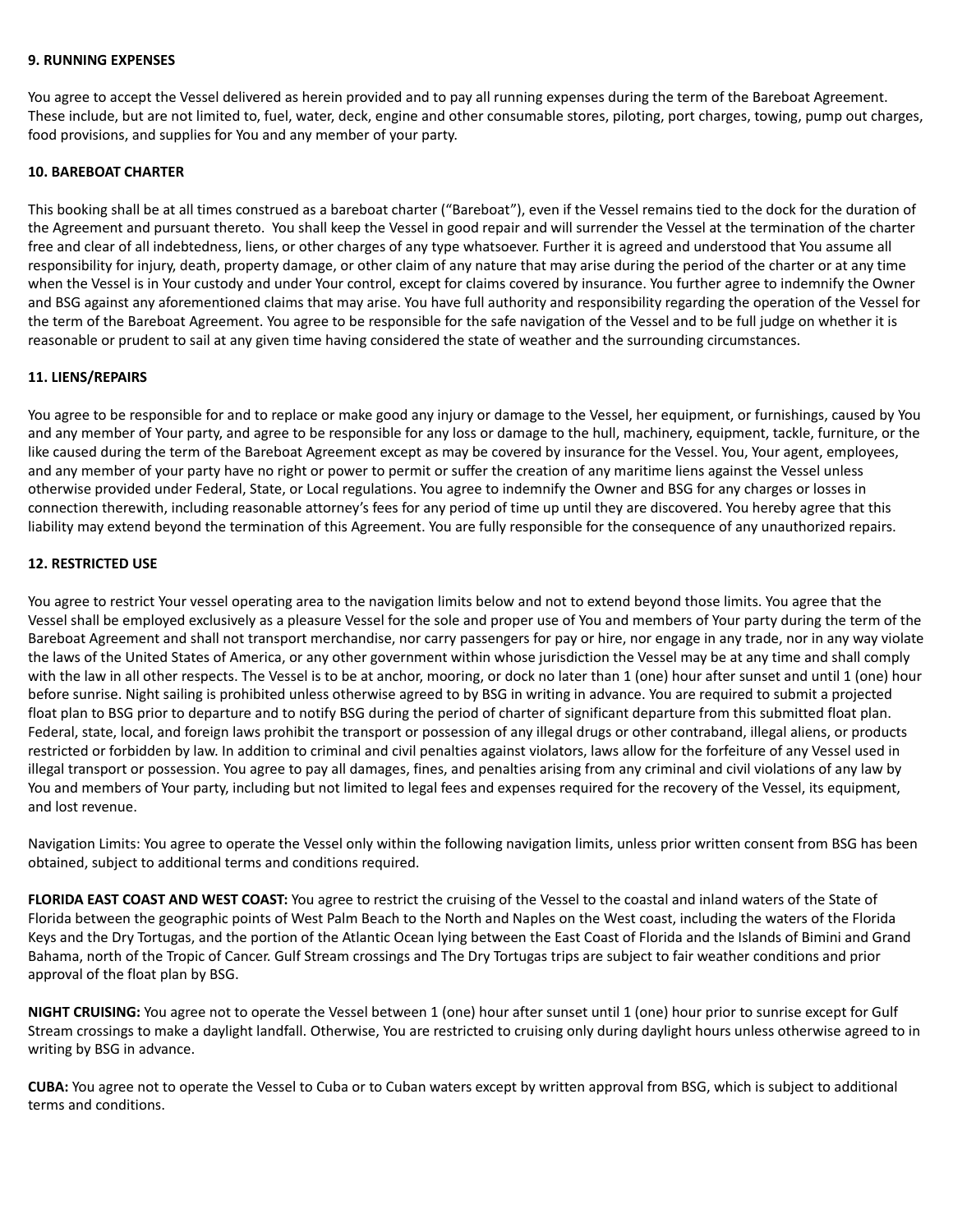**9. RUNNING EXPENSES**

You agree to accept the Vessel delivered as herein provided and to pay all running expenses during the term of the Bareboat Agreement. These include, but are not limited to, fuel, water, deck, engine and other consumable stores, piloting, port charges, towing, pump out charges, food provisions, and supplies for You and any member of your party.

**10. BAREBOAT CHARTER**

This booking shall be at all times construed as a bareboat charter ("Bareboat"), even if the Vessel remains tied to the dock for the duration of the Agreement and pursuant thereto. You shall keep the Vessel in good repair and will surrender the Vessel at the termination of the charter free and clear of all indebtedness, liens, or other charges of any type whatsoever. Further it is agreed and understood that You assume all responsibility for injury, death, property damage, or other claim of any nature that may arise during the period of the charter or at any time when the Vessel is in Your custody and under Your control, except for claims covered by insurance. You further agree to indemnify the Owner and BSG against any aforementioned claims that may arise. You have full authority and responsibility regarding the operation of the Vessel for the term of the Bareboat Agreement. You agree to be responsible for the safe navigation of the Vessel and to be full judge on whether it is reasonable or prudent to sail at any given time having considered the state of weather and the surrounding circumstances.

**11. LIENS/REPAIRS**

You agree to be responsible for and to replace or make good any injury or damage to the Vessel, her equipment, or furnishings, caused by You and any member of Your party, and agree to be responsible for any loss or damage to the hull, machinery, equipment, tackle, furniture, or the like caused during the term of the Bareboat Agreement except as may be covered by insurance for the Vessel. You, Your agent, employees, and any member of your party have no right or power to permit or suffer the creation of any maritime liens against the Vessel unless otherwise provided under Federal, State, or Local regulations. You agree to indemnify the Owner and BSG for any charges or losses in connection therewith, including reasonable attorney's fees for any period of time up until they are discovered. You hereby agree that this liability may extend beyond the termination of this Agreement. You are fully responsible for the consequence of any unauthorized repairs.

**12. RESTRICTED USE**

You agree to restrict Your vessel operating area to the navigation limits below and not to extend beyond those limits. You agree that the Vessel shall be employed exclusively as a pleasure Vessel for the sole and proper use of You and members of Your party during the term of the Bareboat Agreement and shall not transport merchandise, nor carry passengers for pay or hire, nor engage in any trade, nor in any way violate the laws of the United States of America, or any other government within whose jurisdiction the Vessel may be at any time and shall comply with the law in all other respects. The Vessel is to be at anchor, mooring, or dock no later than 1 (one) hour after sunset and until 1 (one) hour before sunrise. Night sailing is prohibited unless otherwise agreed to by BSG in writing in advance. You are required to submit a projected float plan to BSG prior to departure and to notify BSG during the period of charter of significant departure from this submitted float plan. Federal, state, local, and foreign laws prohibit the transport or possession of any illegal drugs or other contraband, illegal aliens, or products restricted or forbidden by law. In addition to criminal and civil penalties against violators, laws allow for the forfeiture of any Vessel used in illegal transport or possession. You agree to pay all damages, fines, and penalties arising from any criminal and civil violations of any law by You and members of Your party, including but not limited to legal fees and expenses required for the recovery of the Vessel, its equipment, and lost revenue.

Navigation Limits: You agree to operate the Vessel only within the following navigation limits, unless prior written consent from BSG has been obtained, subject to additional terms and conditions required.

**FLORIDA EAST COAST AND WEST COAST:** You agree to restrict the cruising of the Vessel to the coastal and inland waters of the State of Florida between the geographic points of West Palm Beach to the North and Naples on the West coast, including the waters of the Florida Keys and the Dry Tortugas, and the portion of the Atlantic Ocean lying between the East Coast of Florida and the Islands of Bimini and Grand Bahama, north of the Tropic of Cancer. Gulf Stream crossings and The Dry Tortugas trips are subject to fair weather conditions and prior approval of the float plan by BSG.

**NIGHT CRUISING:** You agree not to operate the Vessel between 1 (one) hour after sunset until 1 (one) hour prior to sunrise except for Gulf Stream crossings to make a daylight landfall. Otherwise, You are restricted to cruising only during daylight hours unless otherwise agreed to in writing by BSG in advance.

**CUBA:** You agree not to operate the Vessel to Cuba or to Cuban waters except by written approval from BSG, which is subject to additional terms and conditions.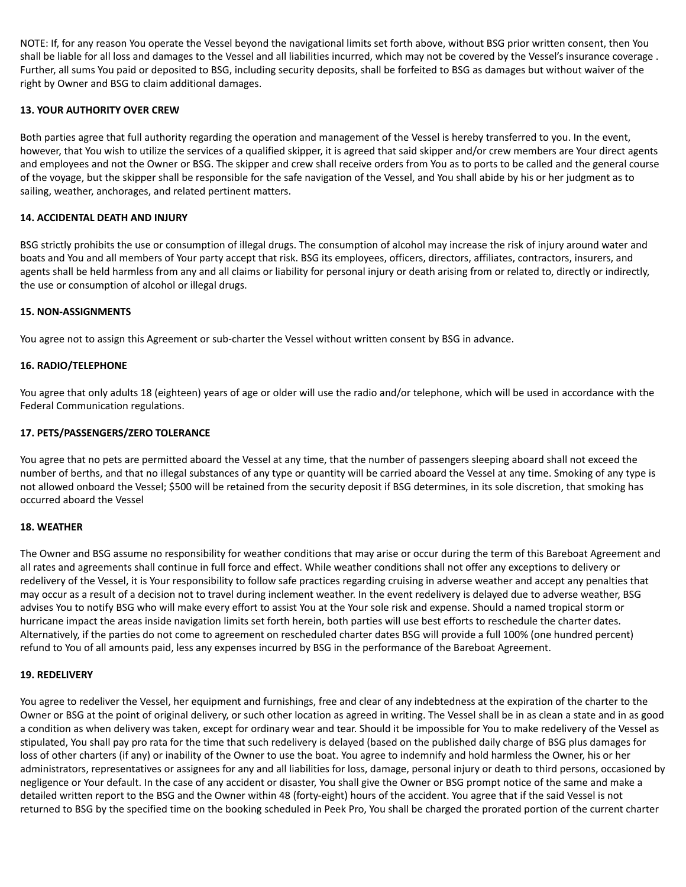NOTE: If, for any reason You operate the Vessel beyond the navigational limits set forth above, without BSG prior written consent, then You shall be liable for all loss and damages to the Vessel and all liabilities incurred, which may not be covered by the Vessel's insurance coverage . Further, all sums You paid or deposited to BSG, including security deposits, shall be forfeited to BSG as damages but without waiver of the right by Owner and BSG to claim additional damages.

**13. YOUR AUTHORITY OVER CREW**

Both parties agree that full authority regarding the operation and management of the Vessel is hereby transferred to you. In the event, however, that You wish to utilize the services of a qualified skipper, it is agreed that said skipper and/or crew members are Your direct agents and employees and not the Owner or BSG. The skipper and crew shall receive orders from You as to ports to be called and the general course of the voyage, but the skipper shall be responsible for the safe navigation of the Vessel, and You shall abide by his or her judgment as to sailing, weather, anchorages, and related pertinent matters.

**14. ACCIDENTAL DEATH AND INJURY**

BSG strictly prohibits the use or consumption of illegal drugs. The consumption of alcohol may increase the risk of injury around water and boats and You and all members of Your party accept that risk. BSG its employees, officers, directors, affiliates, contractors, insurers, and agents shall be held harmless from any and all claims or liability for personal injury or death arising from or related to, directly or indirectly, the use or consumption of alcohol or illegal drugs.

**15. NON-ASSIGNMENTS**

You agree not to assign this Agreement or sub-charter the Vessel without written consent by BSG in advance.

**16. RADIO/TELEPHONE**

You agree that only adults 18 (eighteen) years of age or older will use the radio and/or telephone, which will be used in accordance with the Federal Communication regulations.

**17. PETS/PASSENGERS/ZERO TOLERANCE**

You agree that no pets are permitted aboard the Vessel at any time, that the number of passengers sleeping aboard shall not exceed the number of berths, and that no illegal substances of any type or quantity will be carried aboard the Vessel at any time. Smoking of any type is not allowed onboard the Vessel; $500 will be retained from the security deposit if BSG determines, in its sole discretion, that smoking has occurred aboard the Vessel

**18. WEATHER**

The Owner and BSG assume no responsibility for weather conditions that may arise or occur during the term of this Bareboat Agreement and all rates and agreements shall continue in full force and effect. While weather conditions shall not offer any exceptions to delivery or redelivery of the Vessel, it is Your responsibility to follow safe practices regarding cruising in adverse weather and accept any penalties that may occur as a result of a decision not to travel during inclement weather. In the event redelivery is delayed due to adverse weather, BSG advises You to notify BSG who will make every effort to assist You at the Your sole risk and expense. Should a named tropical storm or hurricane impact the areas inside navigation limits set forth herein, both parties will use best efforts to reschedule the charter dates. Alternatively, if the parties do not come to agreement on rescheduled charter dates BSG will provide a full 100% (one hundred percent) refund to You of all amounts paid, less any expenses incurred by BSG in the performance of the Bareboat Agreement.

**19. REDELIVERY**

You agree to redeliver the Vessel, her equipment and furnishings, free and clear of any indebtedness at the expiration of the charter to the Owner or BSG at the point of original delivery, or such other location as agreed in writing. The Vessel shall be in as clean a state and in as good a condition as when delivery was taken, except for ordinary wear and tear. Should it be impossible for You to make redelivery of the Vessel as stipulated, You shall pay pro rata for the time that such redelivery is delayed (based on the published daily charge of BSG plus damages for loss of other charters (if any) or inability of the Owner to use the boat. You agree to indemnify and hold harmless the Owner, his or her administrators, representatives or assignees for any and all liabilities for loss, damage, personal injury or death to third persons, occasioned by negligence or Your default. In the case of any accident or disaster, You shall give the Owner or BSG prompt notice of the same and make a detailed written report to the BSG and the Owner within 48 (forty-eight) hours of the accident. You agree that if the said Vessel is not returned to BSG by the specified time on the booking scheduled in Peek Pro, You shall be charged the prorated portion of the current charter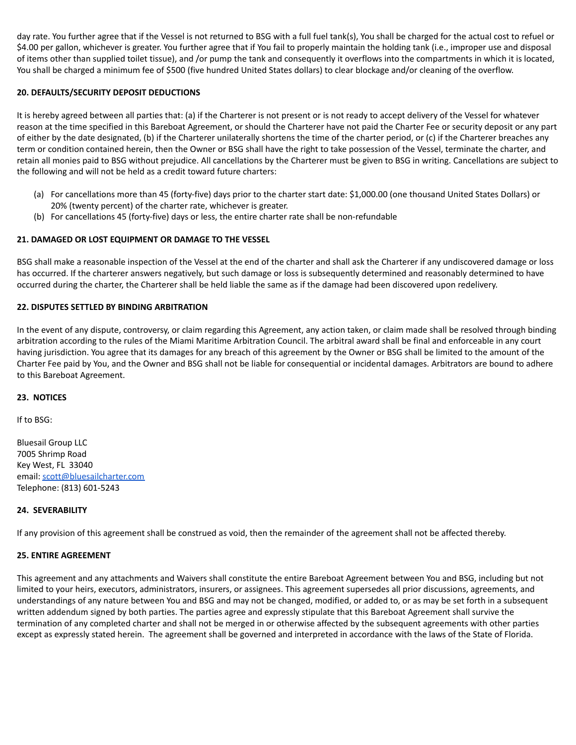day rate. You further agree that if the Vessel is not returned to BSG with a full fuel tank(s), You shall be charged for the actual cost to refuel or $4.00 per gallon, whichever is greater. You further agree that if You fail to properly maintain the holding tank (i.e., improper use and disposal of items other than supplied toilet tissue), and /or pump the tank and consequently it overflows into the compartments in which it is located, You shall be charged a minimum fee of $500 (five hundred United States dollars) to clear blockage and/or cleaning of the overflow.

**20. DEFAULTS/SECURITY DEPOSIT DEDUCTIONS**

It is hereby agreed between all parties that: (a) if the Charterer is not present or is not ready to accept delivery of the Vessel for whatever reason at the time specified in this Bareboat Agreement, or should the Charterer have not paid the Charter Fee or security deposit or any part of either by the date designated, (b) if the Charterer unilaterally shortens the time of the charter period, or (c) if the Charterer breaches any term or condition contained herein, then the Owner or BSG shall have the right to take possession of the Vessel, terminate the charter, and retain all monies paid to BSG without prejudice. All cancellations by the Charterer must be given to BSG in writing. Cancellations are subject to the following and will not be held as a credit toward future charters:

(a) For cancellations more than 45 (forty-five) days prior to the charter start date: $1,000.00 (one thousand United States Dollars) or 20% (twenty percent) of the charter rate, whichever is greater.
(b) For cancellations 45 (forty-five) days or less, the entire charter rate shall be non-refundable

**21. DAMAGED OR LOST EQUIPMENT OR DAMAGE TO THE VESSEL**

BSG shall make a reasonable inspection of the Vessel at the end of the charter and shall ask the Charterer if any undiscovered damage or loss has occurred. If the charterer answers negatively, but such damage or loss is subsequently determined and reasonably determined to have occurred during the charter, the Charterer shall be held liable the same as if the damage had been discovered upon redelivery.

**22. DISPUTES SETTLED BY BINDING ARBITRATION**

In the event of any dispute, controversy, or claim regarding this Agreement, any action taken, or claim made shall be resolved through binding arbitration according to the rules of the Miami Maritime Arbitration Council. The arbitral award shall be final and enforceable in any court having jurisdiction. You agree that its damages for any breach of this agreement by the Owner or BSG shall be limited to the amount of the Charter Fee paid by You, and the Owner and BSG shall not be liable for consequential or incidental damages. Arbitrators are bound to adhere to this Bareboat Agreement.

**23. NOTICES**

If to BSG:

Bluesail Group LLC
7005 Shrimp Road
Key West, FL 33040
email: scott@bluesailcharter.com
Telephone: (813) 601-5243

**24. SEVERABILITY**

If any provision of this agreement shall be construed as void, then the remainder of the agreement shall not be affected thereby.

**25. ENTIRE AGREEMENT**

This agreement and any attachments and Waivers shall constitute the entire Bareboat Agreement between You and BSG, including but not limited to your heirs, executors, administrators, insurers, or assignees. This agreement supersedes all prior discussions, agreements, and understandings of any nature between You and BSG and may not be changed, modified, or added to, or as may be set forth in a subsequent written addendum signed by both parties. The parties agree and expressly stipulate that this Bareboat Agreement shall survive the termination of any completed charter and shall not be merged in or otherwise affected by the subsequent agreements with other parties except as expressly stated herein. The agreement shall be governed and interpreted in accordance with the laws of the State of Florida.